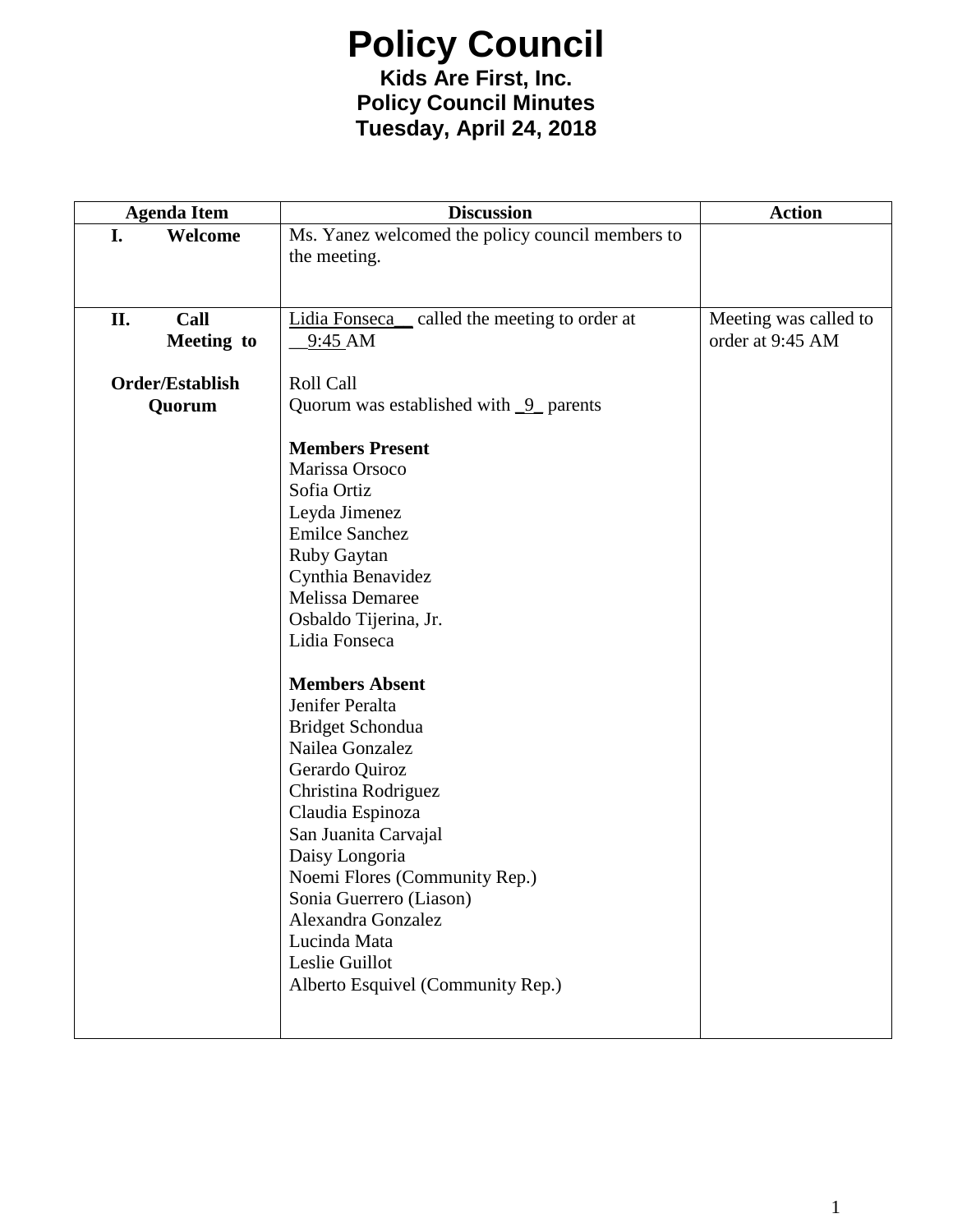# Policy Council

**Kids Are First, Inc.**
**Policy Council Minutes**
**Tuesday, April 24, 2018**

| Agenda Item | Discussion | Action |
|---|---|---|
| **I. Welcome** | Ms. Yanez welcomed the policy council members to the meeting. | |
| **II. Call Meeting to Order/Establish Quorum** | Lidia Fonseca__ called the meeting to order at __9:45 AM<br><br>Roll Call<br>Quorum was established with _9_ parents<br><br>**Members Present**<br>Marissa Orsoco<br>Sofia Ortiz<br>Leyda Jimenez<br>Emilce Sanchez<br>Ruby Gaytan<br>Cynthia Benavidez<br>Melissa Demaree<br>Osbaldo Tijerina, Jr.<br>Lidia Fonseca<br><br>**Members Absent**<br>Jenifer Peralta<br>Bridget Schondua<br>Nailea Gonzalez<br>Gerardo Quiroz<br>Christina Rodriguez<br>Claudia Espinoza<br>San Juanita Carvajal<br>Daisy Longoria<br>Noemi Flores (Community Rep.)<br>Sonia Guerrero (Liason)<br>Alexandra Gonzalez<br>Lucinda Mata<br>Leslie Guillot<br>Alberto Esquivel (Community Rep.) | Meeting was called to order at 9:45 AM |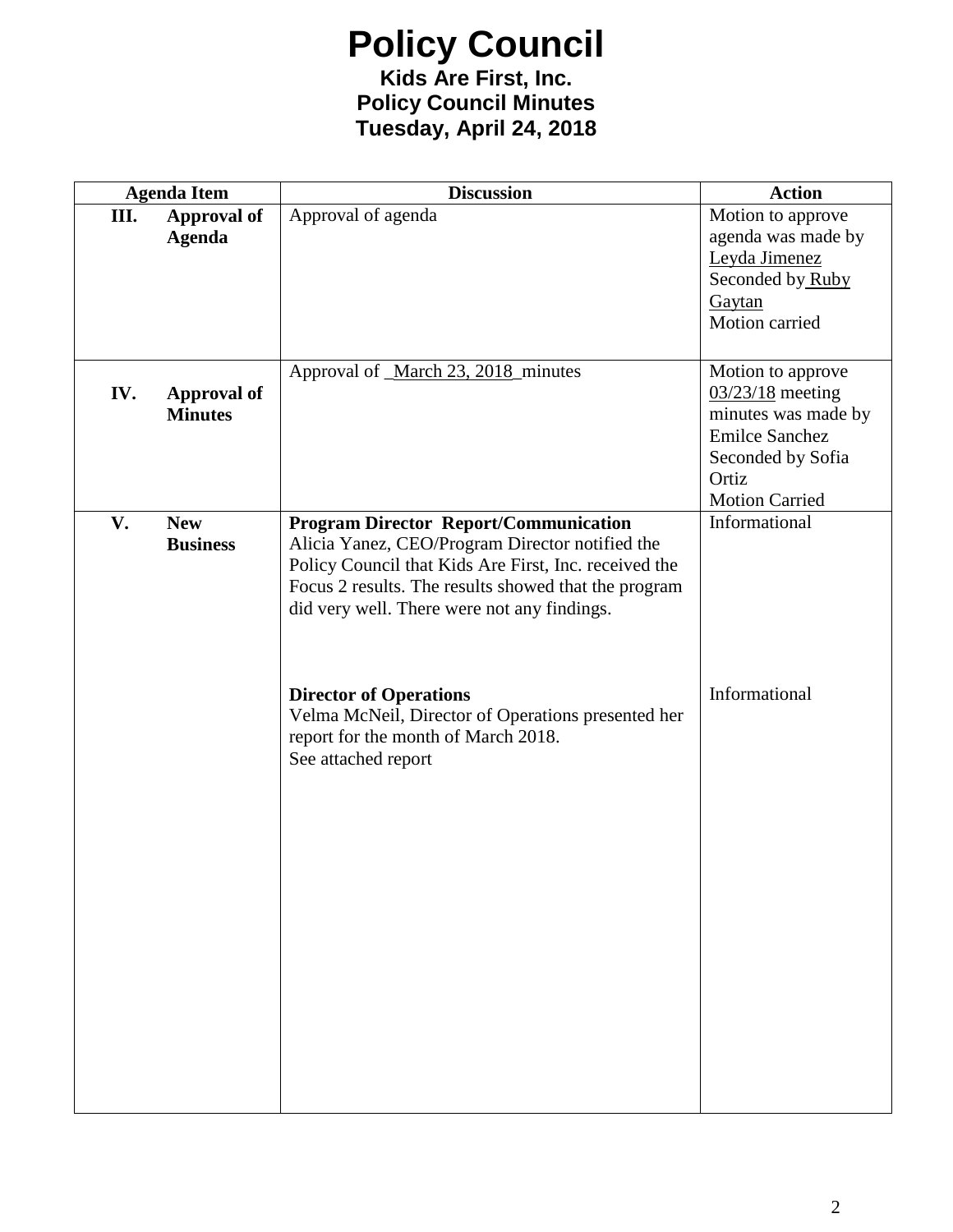# Policy Council

**Kids Are First, Inc.**
**Policy Council Minutes**
**Tuesday, April 24, 2018**

| Agenda Item | Discussion | Action |
|---|---|---|
| **III. Approval of Agenda** | Approval of agenda | Motion to approve agenda was made by Leyda Jimenez<br>Seconded by Ruby Gaytan<br>Motion carried |
| **IV. Approval of Minutes** | Approval of _March 23, 2018_minutes | Motion to approve 03/23/18 meeting minutes was made by Emilce Sanchez<br>Seconded by Sofia Ortiz<br>Motion Carried |
| **V. New Business** | **Program Director Report/Communication**<br>Alicia Yanez, CEO/Program Director notified the Policy Council that Kids Are First, Inc. received the Focus 2 results. The results showed that the program did very well. There were not any findings. | Informational |
| | **Director of Operations**<br>Velma McNeil, Director of Operations presented her report for the month of March 2018.<br>See attached report | Informational |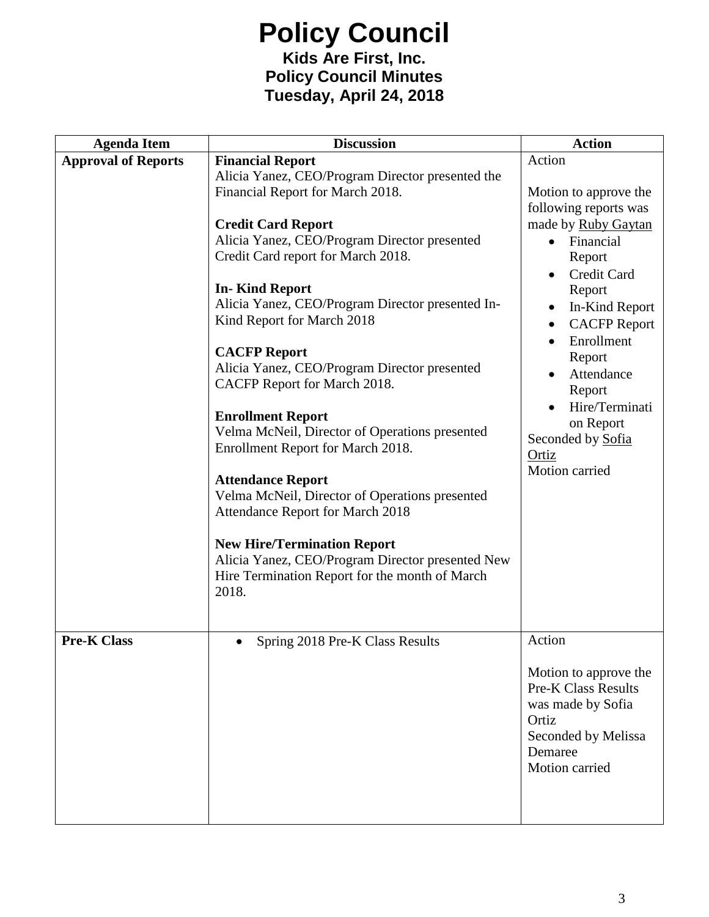# Policy Council

**Kids Are First, Inc.**
**Policy Council Minutes**
**Tuesday, April 24, 2018**

| Agenda Item | Discussion | Action |
|---|---|---|
| **Approval of Reports** | **Financial Report**<br>Alicia Yanez, CEO/Program Director presented the Financial Report for March 2018.<br><br>**Credit Card Report**<br>Alicia Yanez, CEO/Program Director presented Credit Card report for March 2018.<br><br>**In- Kind Report**<br>Alicia Yanez, CEO/Program Director presented In-Kind Report for March 2018<br><br>**CACFP Report**<br>Alicia Yanez, CEO/Program Director presented CACFP Report for March 2018.<br><br>**Enrollment Report**<br>Velma McNeil, Director of Operations presented Enrollment Report for March 2018.<br><br>**Attendance Report**<br>Velma McNeil, Director of Operations presented Attendance Report for March 2018<br><br>**New Hire/Termination Report**<br>Alicia Yanez, CEO/Program Director presented New Hire Termination Report for the month of March 2018. | Action<br><br>Motion to approve the following reports was made by Ruby Gaytan<br>• Financial Report<br>• Credit Card Report<br>• In-Kind Report<br>• CACFP Report<br>• Enrollment Report<br>• Attendance Report<br>• Hire/Termination Report<br>Seconded by Sofia Ortiz<br>Motion carried |
| **Pre-K Class** | • Spring 2018 Pre-K Class Results | Action<br><br>Motion to approve the Pre-K Class Results was made by Sofia Ortiz<br>Seconded by Melissa Demaree<br>Motion carried |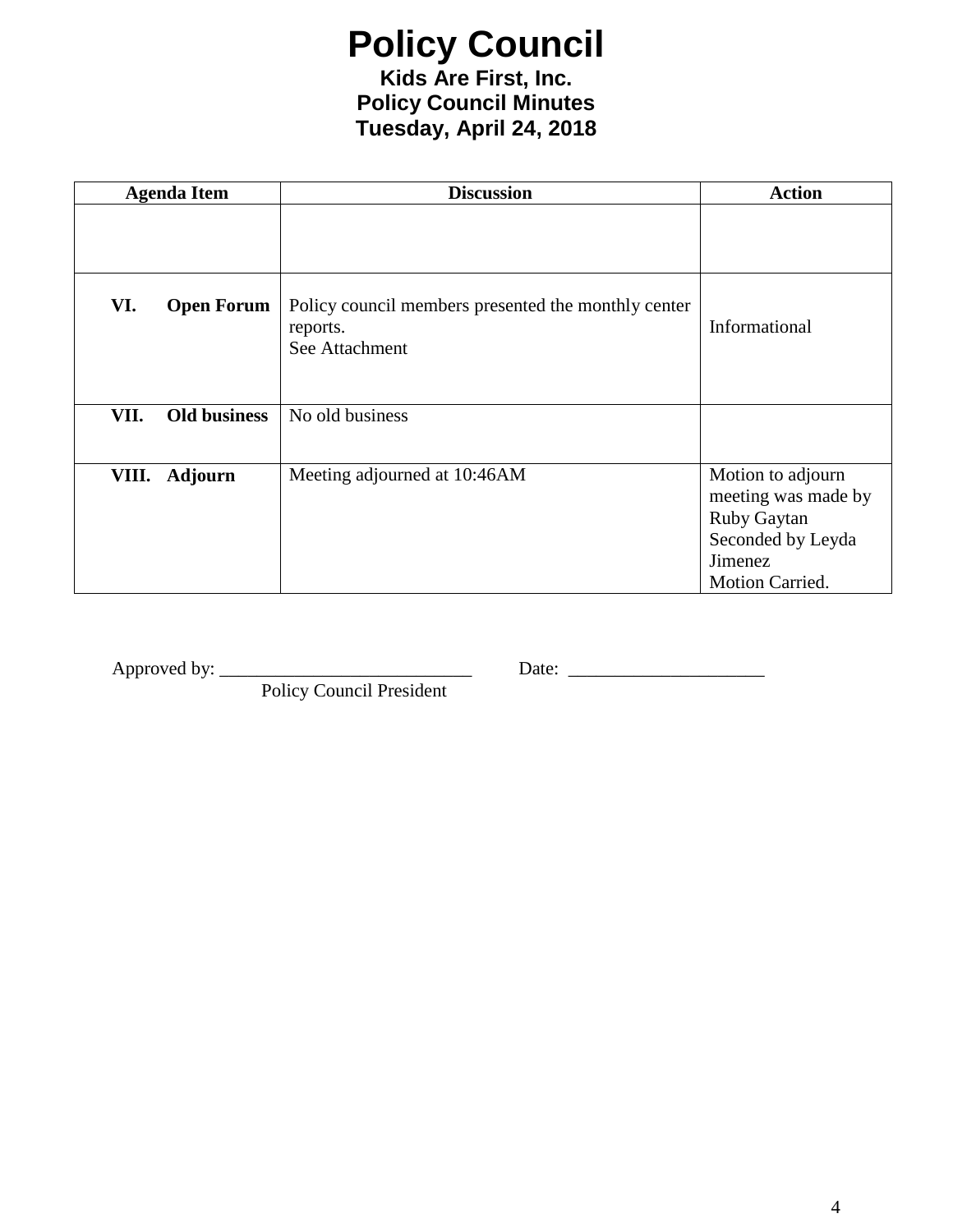# Policy Council

**Kids Are First, Inc.**
**Policy Council Minutes**
**Tuesday, April 24, 2018**

| Agenda Item | Discussion | Action |
|---|---|---|
| | | |
| **VI. Open Forum** | Policy council members presented the monthly center reports.<br>See Attachment | Informational |
| **VII. Old business** | No old business | |
| **VIII. Adjourn** | Meeting adjourned at 10:46AM | Motion to adjourn meeting was made by Ruby Gaytan<br>Seconded by Leyda Jimenez<br>Motion Carried. |

Approved by: ___________________________ Date: _____________________
Policy Council President